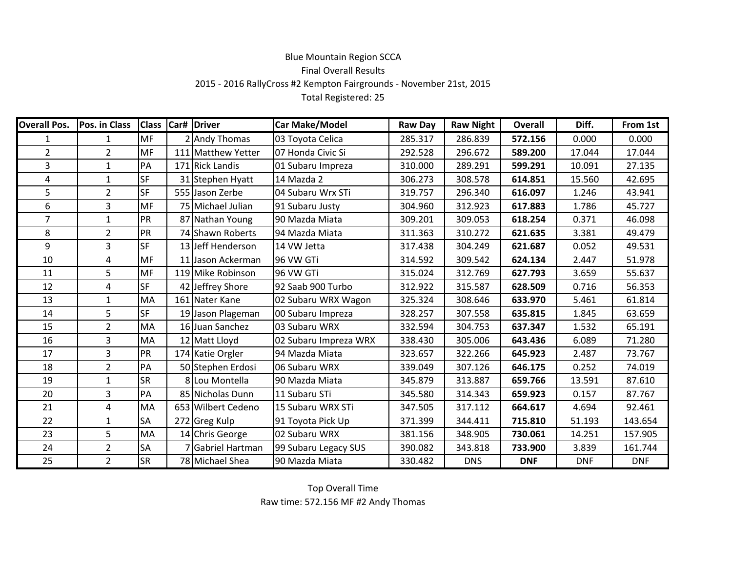Blue Mountain Region SCCA

Final Overall Results

2015 - 2016 RallyCross #2 Kempton Fairgrounds - November 21st, 2015

Total Registered: 25

| Overall Pos. | Pos. in Class | Class | Car# | Driver | Car Make/Model | Raw Day | Raw Night | Overall | Diff. | From 1st |
|---|---|---|---|---|---|---|---|---|---|---|
| 1 | 1 | MF | 2 | Andy Thomas | 03 Toyota Celica | 285.317 | 286.839 | **572.156** | 0.000 | 0.000 |
| 2 | 2 | MF | 111 | Matthew Yetter | 07 Honda Civic Si | 292.528 | 296.672 | **589.200** | 17.044 | 17.044 |
| 3 | 1 | PA | 171 | Rick Landis | 01 Subaru Impreza | 310.000 | 289.291 | **599.291** | 10.091 | 27.135 |
| 4 | 1 | SF | 31 | Stephen Hyatt | 14 Mazda 2 | 306.273 | 308.578 | **614.851** | 15.560 | 42.695 |
| 5 | 2 | SF | 555 | Jason Zerbe | 04 Subaru Wrx STi | 319.757 | 296.340 | **616.097** | 1.246 | 43.941 |
| 6 | 3 | MF | 75 | Michael Julian | 91 Subaru Justy | 304.960 | 312.923 | **617.883** | 1.786 | 45.727 |
| 7 | 1 | PR | 87 | Nathan Young | 90 Mazda Miata | 309.201 | 309.053 | **618.254** | 0.371 | 46.098 |
| 8 | 2 | PR | 74 | Shawn Roberts | 94 Mazda Miata | 311.363 | 310.272 | **621.635** | 3.381 | 49.479 |
| 9 | 3 | SF | 13 | Jeff Henderson | 14 VW Jetta | 317.438 | 304.249 | **621.687** | 0.052 | 49.531 |
| 10 | 4 | MF | 11 | Jason Ackerman | 96 VW GTi | 314.592 | 309.542 | **624.134** | 2.447 | 51.978 |
| 11 | 5 | MF | 119 | Mike Robinson | 96 VW GTi | 315.024 | 312.769 | **627.793** | 3.659 | 55.637 |
| 12 | 4 | SF | 42 | Jeffrey Shore | 92 Saab 900 Turbo | 312.922 | 315.587 | **628.509** | 0.716 | 56.353 |
| 13 | 1 | MA | 161 | Nater Kane | 02 Subaru WRX Wagon | 325.324 | 308.646 | **633.970** | 5.461 | 61.814 |
| 14 | 5 | SF | 19 | Jason Plageman | 00 Subaru Impreza | 328.257 | 307.558 | **635.815** | 1.845 | 63.659 |
| 15 | 2 | MA | 16 | Juan Sanchez | 03 Subaru WRX | 332.594 | 304.753 | **637.347** | 1.532 | 65.191 |
| 16 | 3 | MA | 12 | Matt Lloyd | 02 Subaru Impreza WRX | 338.430 | 305.006 | **643.436** | 6.089 | 71.280 |
| 17 | 3 | PR | 174 | Katie Orgler | 94 Mazda Miata | 323.657 | 322.266 | **645.923** | 2.487 | 73.767 |
| 18 | 2 | PA | 50 | Stephen Erdosi | 06 Subaru WRX | 339.049 | 307.126 | **646.175** | 0.252 | 74.019 |
| 19 | 1 | SR | 8 | Lou Montella | 90 Mazda Miata | 345.879 | 313.887 | **659.766** | 13.591 | 87.610 |
| 20 | 3 | PA | 85 | Nicholas Dunn | 11 Subaru STi | 345.580 | 314.343 | **659.923** | 0.157 | 87.767 |
| 21 | 4 | MA | 653 | Wilbert Cedeno | 15 Subaru WRX STi | 347.505 | 317.112 | **664.617** | 4.694 | 92.461 |
| 22 | 1 | SA | 272 | Greg Kulp | 91 Toyota Pick Up | 371.399 | 344.411 | **715.810** | 51.193 | 143.654 |
| 23 | 5 | MA | 14 | Chris George | 02 Subaru WRX | 381.156 | 348.905 | **730.061** | 14.251 | 157.905 |
| 24 | 2 | SA | 7 | Gabriel Hartman | 99 Subaru Legacy SUS | 390.082 | 343.818 | **733.900** | 3.839 | 161.744 |
| 25 | 2 | SR | 78 | Michael Shea | 90 Mazda Miata | 330.482 | DNS | **DNF** | DNF | DNF |

Top Overall Time

Raw time: 572.156 MF #2 Andy Thomas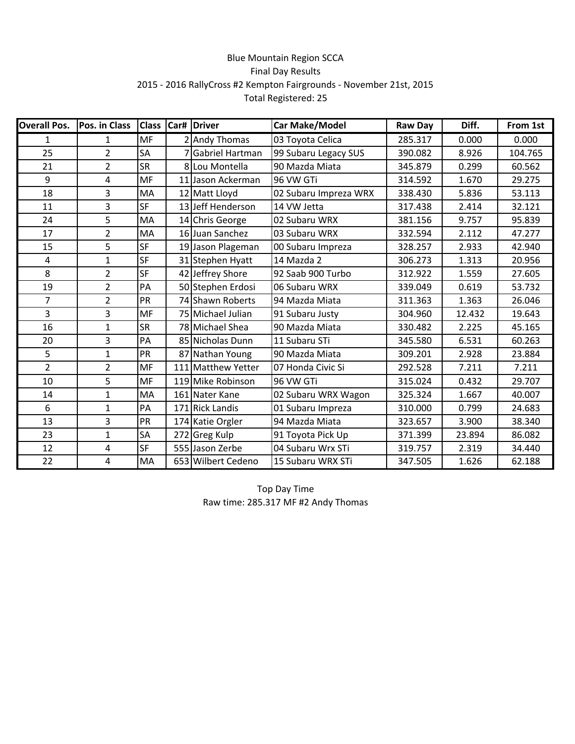Blue Mountain Region SCCA

Final Day Results

2015 - 2016 RallyCross #2 Kempton Fairgrounds - November 21st, 2015

Total Registered: 25

| Overall Pos. | Pos. in Class | Class | Car# | Driver | Car Make/Model | Raw Day | Diff. | From 1st |
|---|---|---|---|---|---|---|---|---|
| 1 | 1 | MF | 2 | Andy Thomas | 03 Toyota Celica | 285.317 | 0.000 | 0.000 |
| 25 | 2 | SA | 7 | Gabriel Hartman | 99 Subaru Legacy SUS | 390.082 | 8.926 | 104.765 |
| 21 | 2 | SR | 8 | Lou Montella | 90 Mazda Miata | 345.879 | 0.299 | 60.562 |
| 9 | 4 | MF | 11 | Jason Ackerman | 96 VW GTi | 314.592 | 1.670 | 29.275 |
| 18 | 3 | MA | 12 | Matt Lloyd | 02 Subaru Impreza WRX | 338.430 | 5.836 | 53.113 |
| 11 | 3 | SF | 13 | Jeff Henderson | 14 VW Jetta | 317.438 | 2.414 | 32.121 |
| 24 | 5 | MA | 14 | Chris George | 02 Subaru WRX | 381.156 | 9.757 | 95.839 |
| 17 | 2 | MA | 16 | Juan Sanchez | 03 Subaru WRX | 332.594 | 2.112 | 47.277 |
| 15 | 5 | SF | 19 | Jason Plageman | 00 Subaru Impreza | 328.257 | 2.933 | 42.940 |
| 4 | 1 | SF | 31 | Stephen Hyatt | 14 Mazda 2 | 306.273 | 1.313 | 20.956 |
| 8 | 2 | SF | 42 | Jeffrey Shore | 92 Saab 900 Turbo | 312.922 | 1.559 | 27.605 |
| 19 | 2 | PA | 50 | Stephen Erdosi | 06 Subaru WRX | 339.049 | 0.619 | 53.732 |
| 7 | 2 | PR | 74 | Shawn Roberts | 94 Mazda Miata | 311.363 | 1.363 | 26.046 |
| 3 | 3 | MF | 75 | Michael Julian | 91 Subaru Justy | 304.960 | 12.432 | 19.643 |
| 16 | 1 | SR | 78 | Michael Shea | 90 Mazda Miata | 330.482 | 2.225 | 45.165 |
| 20 | 3 | PA | 85 | Nicholas Dunn | 11 Subaru STi | 345.580 | 6.531 | 60.263 |
| 5 | 1 | PR | 87 | Nathan Young | 90 Mazda Miata | 309.201 | 2.928 | 23.884 |
| 2 | 2 | MF | 111 | Matthew Yetter | 07 Honda Civic Si | 292.528 | 7.211 | 7.211 |
| 10 | 5 | MF | 119 | Mike Robinson | 96 VW GTi | 315.024 | 0.432 | 29.707 |
| 14 | 1 | MA | 161 | Nater Kane | 02 Subaru WRX Wagon | 325.324 | 1.667 | 40.007 |
| 6 | 1 | PA | 171 | Rick Landis | 01 Subaru Impreza | 310.000 | 0.799 | 24.683 |
| 13 | 3 | PR | 174 | Katie Orgler | 94 Mazda Miata | 323.657 | 3.900 | 38.340 |
| 23 | 1 | SA | 272 | Greg Kulp | 91 Toyota Pick Up | 371.399 | 23.894 | 86.082 |
| 12 | 4 | SF | 555 | Jason Zerbe | 04 Subaru Wrx STi | 319.757 | 2.319 | 34.440 |
| 22 | 4 | MA | 653 | Wilbert Cedeno | 15 Subaru WRX STi | 347.505 | 1.626 | 62.188 |

Top Day Time

Raw time: 285.317 MF #2 Andy Thomas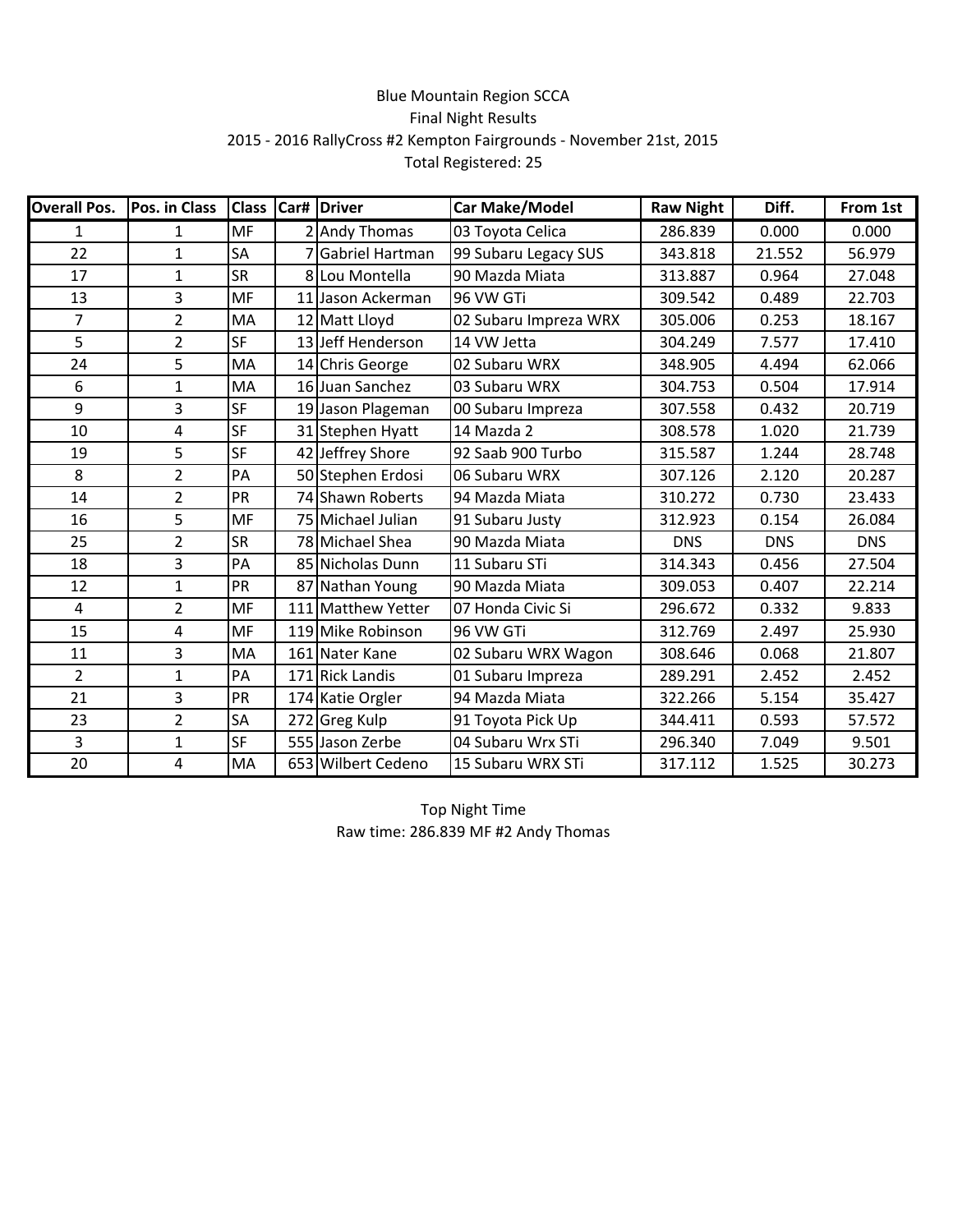Blue Mountain Region SCCA
Final Night Results
2015 - 2016 RallyCross #2 Kempton Fairgrounds - November 21st, 2015
Total Registered: 25

| Overall Pos. | Pos. in Class | Class | Car# | Driver | Car Make/Model | Raw Night | Diff. | From 1st |
|---|---|---|---|---|---|---|---|---|
| 1 | 1 | MF | 2 | Andy Thomas | 03 Toyota Celica | 286.839 | 0.000 | 0.000 |
| 22 | 1 | SA | 7 | Gabriel Hartman | 99 Subaru Legacy SUS | 343.818 | 21.552 | 56.979 |
| 17 | 1 | SR | 8 | Lou Montella | 90 Mazda Miata | 313.887 | 0.964 | 27.048 |
| 13 | 3 | MF | 11 | Jason Ackerman | 96 VW GTi | 309.542 | 0.489 | 22.703 |
| 7 | 2 | MA | 12 | Matt Lloyd | 02 Subaru Impreza WRX | 305.006 | 0.253 | 18.167 |
| 5 | 2 | SF | 13 | Jeff Henderson | 14 VW Jetta | 304.249 | 7.577 | 17.410 |
| 24 | 5 | MA | 14 | Chris George | 02 Subaru WRX | 348.905 | 4.494 | 62.066 |
| 6 | 1 | MA | 16 | Juan Sanchez | 03 Subaru WRX | 304.753 | 0.504 | 17.914 |
| 9 | 3 | SF | 19 | Jason Plageman | 00 Subaru Impreza | 307.558 | 0.432 | 20.719 |
| 10 | 4 | SF | 31 | Stephen Hyatt | 14 Mazda 2 | 308.578 | 1.020 | 21.739 |
| 19 | 5 | SF | 42 | Jeffrey Shore | 92 Saab 900 Turbo | 315.587 | 1.244 | 28.748 |
| 8 | 2 | PA | 50 | Stephen Erdosi | 06 Subaru WRX | 307.126 | 2.120 | 20.287 |
| 14 | 2 | PR | 74 | Shawn Roberts | 94 Mazda Miata | 310.272 | 0.730 | 23.433 |
| 16 | 5 | MF | 75 | Michael Julian | 91 Subaru Justy | 312.923 | 0.154 | 26.084 |
| 25 | 2 | SR | 78 | Michael Shea | 90 Mazda Miata | DNS | DNS | DNS |
| 18 | 3 | PA | 85 | Nicholas Dunn | 11 Subaru STi | 314.343 | 0.456 | 27.504 |
| 12 | 1 | PR | 87 | Nathan Young | 90 Mazda Miata | 309.053 | 0.407 | 22.214 |
| 4 | 2 | MF | 111 | Matthew Yetter | 07 Honda Civic Si | 296.672 | 0.332 | 9.833 |
| 15 | 4 | MF | 119 | Mike Robinson | 96 VW GTi | 312.769 | 2.497 | 25.930 |
| 11 | 3 | MA | 161 | Nater Kane | 02 Subaru WRX Wagon | 308.646 | 0.068 | 21.807 |
| 2 | 1 | PA | 171 | Rick Landis | 01 Subaru Impreza | 289.291 | 2.452 | 2.452 |
| 21 | 3 | PR | 174 | Katie Orgler | 94 Mazda Miata | 322.266 | 5.154 | 35.427 |
| 23 | 2 | SA | 272 | Greg Kulp | 91 Toyota Pick Up | 344.411 | 0.593 | 57.572 |
| 3 | 1 | SF | 555 | Jason Zerbe | 04 Subaru Wrx STi | 296.340 | 7.049 | 9.501 |
| 20 | 4 | MA | 653 | Wilbert Cedeno | 15 Subaru WRX STi | 317.112 | 1.525 | 30.273 |

Top Night Time
Raw time: 286.839 MF #2 Andy Thomas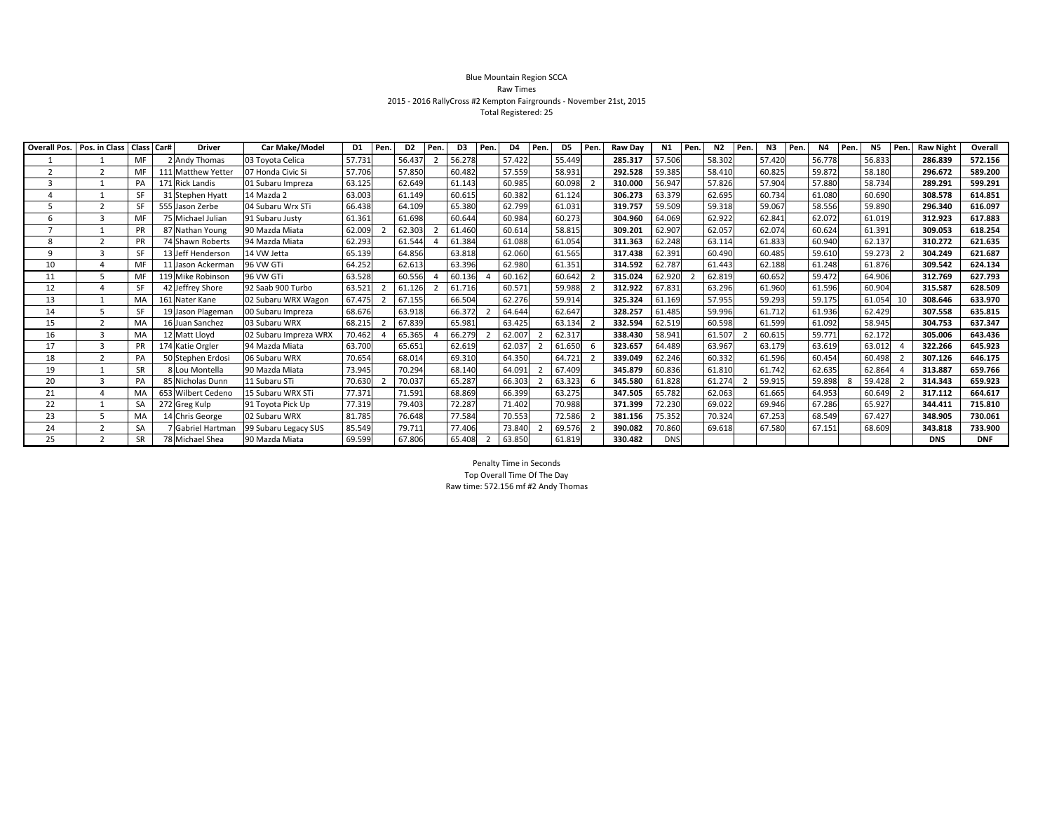Blue Mountain Region SCCA

Raw Times

2015 - 2016 RallyCross #2 Kempton Fairgrounds - November 21st, 2015

Total Registered: 25

| Overall Pos. | Pos. in Class | Class | Car# | Driver | Car Make/Model | D1 | Pen. | D2 | Pen. | D3 | Pen. | D4 | Pen. | D5 | Pen. | Raw Day | N1 | Pen. | N2 | Pen. | N3 | Pen. | N4 | Pen. | N5 | Pen. | Raw Night | Overall |
|---|---|---|---|---|---|---|---|---|---|---|---|---|---|---|---|---|---|---|---|---|---|---|---|---|---|---|---|---|
| 1 | 1 | MF | 2 | Andy Thomas | 03 Toyota Celica | 57.731 | | 56.437 | 2 | 56.278 | | 57.422 | | 55.449 | | **285.317** | 57.506 | | 58.302 | | 57.420 | | 56.778 | | 56.833 | | **286.839** | **572.156** |
| 2 | 2 | MF | 111 | Matthew Yetter | 07 Honda Civic Si | 57.706 | | 57.850 | | 60.482 | | 57.559 | | 58.931 | | **292.528** | 59.385 | | 58.410 | | 60.825 | | 59.872 | | 58.180 | | **296.672** | **589.200** |
| 3 | 1 | PA | 171 | Rick Landis | 01 Subaru Impreza | 63.125 | | 62.649 | | 61.143 | | 60.985 | | 60.098 | 2 | **310.000** | 56.947 | | 57.826 | | 57.904 | | 57.880 | | 58.734 | | **289.291** | **599.291** |
| 4 | 1 | SF | 31 | Stephen Hyatt | 14 Mazda 2 | 63.003 | | 61.149 | | 60.615 | | 60.382 | | 61.124 | | **306.273** | 63.379 | | 62.695 | | 60.734 | | 61.080 | | 60.690 | | **308.578** | **614.851** |
| 5 | 2 | SF | 555 | Jason Zerbe | 04 Subaru Wrx STi | 66.438 | | 64.109 | | 65.380 | | 62.799 | | 61.031 | | **319.757** | 59.509 | | 59.318 | | 59.067 | | 58.556 | | 59.890 | | **296.340** | **616.097** |
| 6 | 3 | MF | 75 | Michael Julian | 91 Subaru Justy | 61.361 | | 61.698 | | 60.644 | | 60.984 | | 60.273 | | **304.960** | 64.069 | | 62.922 | | 62.841 | | 62.072 | | 61.019 | | **312.923** | **617.883** |
| 7 | 1 | PR | 87 | Nathan Young | 90 Mazda Miata | 62.009 | 2 | 62.303 | 2 | 61.460 | | 60.614 | | 58.815 | | **309.201** | 62.907 | | 62.057 | | 62.074 | | 60.624 | | 61.391 | | **309.053** | **618.254** |
| 8 | 2 | PR | 74 | Shawn Roberts | 94 Mazda Miata | 62.293 | | 61.544 | 4 | 61.384 | | 61.088 | | 61.054 | | **311.363** | 62.248 | | 63.114 | | 61.833 | | 60.940 | | 62.137 | | **310.272** | **621.635** |
| 9 | 3 | SF | 13 | Jeff Henderson | 14 VW Jetta | 65.139 | | 64.856 | | 63.818 | | 62.060 | | 61.565 | | **317.438** | 62.391 | | 60.490 | | 60.485 | | 59.610 | | 59.273 | 2 | **304.249** | **621.687** |
| 10 | 4 | MF | 11 | Jason Ackerman | 96 VW GTi | 64.252 | | 62.613 | | 63.396 | | 62.980 | | 61.351 | | **314.592** | 62.787 | | 61.443 | | 62.188 | | 61.248 | | 61.876 | | **309.542** | **624.134** |
| 11 | 5 | MF | 119 | Mike Robinson | 96 VW GTi | 63.528 | | 60.556 | 4 | 60.136 | 4 | 60.162 | | 60.642 | 2 | **315.024** | 62.920 | 2 | 62.819 | | 60.652 | | 59.472 | | 64.906 | | **312.769** | **627.793** |
| 12 | 4 | SF | 42 | Jeffrey Shore | 92 Saab 900 Turbo | 63.521 | 2 | 61.126 | 2 | 61.716 | | 60.571 | | 59.988 | 2 | **312.922** | 67.831 | | 63.296 | | 61.960 | | 61.596 | | 60.904 | | **315.587** | **628.509** |
| 13 | 1 | MA | 161 | Nater Kane | 02 Subaru WRX Wagon | 67.475 | 2 | 67.155 | | 66.504 | | 62.276 | | 59.914 | | **325.324** | 61.169 | | 57.955 | | 59.293 | | 59.175 | | 61.054 | 10 | **308.646** | **633.970** |
| 14 | 5 | SF | 19 | Jason Plageman | 00 Subaru Impreza | 68.676 | | 63.918 | | 66.372 | 2 | 64.644 | | 62.647 | | **328.257** | 61.485 | | 59.996 | | 61.712 | | 61.936 | | 62.429 | | **307.558** | **635.815** |
| 15 | 2 | MA | 16 | Juan Sanchez | 03 Subaru WRX | 68.215 | 2 | 67.839 | | 65.981 | | 63.425 | | 63.134 | 2 | **332.594** | 62.519 | | 60.598 | | 61.599 | | 61.092 | | 58.945 | | **304.753** | **637.347** |
| 16 | 3 | MA | 12 | Matt Lloyd | 02 Subaru Impreza WRX | 70.462 | 4 | 65.365 | 4 | 66.279 | 2 | 62.007 | 2 | 62.317 | | **338.430** | 58.941 | | 61.507 | 2 | 60.615 | | 59.771 | | 62.172 | | **305.006** | **643.436** |
| 17 | 3 | PR | 174 | Katie Orgler | 94 Mazda Miata | 63.700 | | 65.651 | | 62.619 | | 62.037 | 2 | 61.650 | 6 | **323.657** | 64.489 | | 63.967 | | 63.179 | | 63.619 | | 63.012 | 4 | **322.266** | **645.923** |
| 18 | 2 | PA | 50 | Stephen Erdosi | 06 Subaru WRX | 70.654 | | 68.014 | | 69.310 | | 64.350 | | 64.721 | 2 | **339.049** | 62.246 | | 60.332 | | 61.596 | | 60.454 | | 60.498 | 2 | **307.126** | **646.175** |
| 19 | 1 | SR | 8 | Lou Montella | 90 Mazda Miata | 73.945 | | 70.294 | | 68.140 | | 64.091 | 2 | 67.409 | | **345.879** | 60.836 | | 61.810 | | 61.742 | | 62.635 | | 62.864 | 4 | **313.887** | **659.766** |
| 20 | 3 | PA | 85 | Nicholas Dunn | 11 Subaru STi | 70.630 | 2 | 70.037 | | 65.287 | | 66.303 | 2 | 63.323 | 6 | **345.580** | 61.828 | | 61.274 | 2 | 59.915 | | 59.898 | 8 | 59.428 | 2 | **314.343** | **659.923** |
| 21 | 4 | MA | 653 | Wilbert Cedeno | 15 Subaru WRX STi | 77.371 | | 71.591 | | 68.869 | | 66.399 | | 63.275 | | **347.505** | 65.782 | | 62.063 | | 61.665 | | 64.953 | | 60.649 | 2 | **317.112** | **664.617** |
| 22 | 1 | SA | 272 | Greg Kulp | 91 Toyota Pick Up | 77.319 | | 79.403 | | 72.287 | | 71.402 | | 70.988 | | **371.399** | 72.230 | | 69.022 | | 69.946 | | 67.286 | | 65.927 | | **344.411** | **715.810** |
| 23 | 5 | MA | 14 | Chris George | 02 Subaru WRX | 81.785 | | 76.648 | | 77.584 | | 70.553 | | 72.586 | 2 | **381.156** | 75.352 | | 70.324 | | 67.253 | | 68.549 | | 67.427 | | **348.905** | **730.061** |
| 24 | 2 | SA | 7 | Gabriel Hartman | 99 Subaru Legacy SUS | 85.549 | | 79.711 | | 77.406 | | 73.840 | 2 | 69.576 | 2 | **390.082** | 70.860 | | 69.618 | | 67.580 | | 67.151 | | 68.609 | | **343.818** | **733.900** |
| 25 | 2 | SR | 78 | Michael Shea | 90 Mazda Miata | 69.599 | | 67.806 | | 65.408 | 2 | 63.850 | | 61.819 | | **330.482** | DNS | | | | | | | | | | **DNS** | **DNF** |

Penalty Time in Seconds

Top Overall Time Of The Day

Raw time: 572.156 mf #2 Andy Thomas